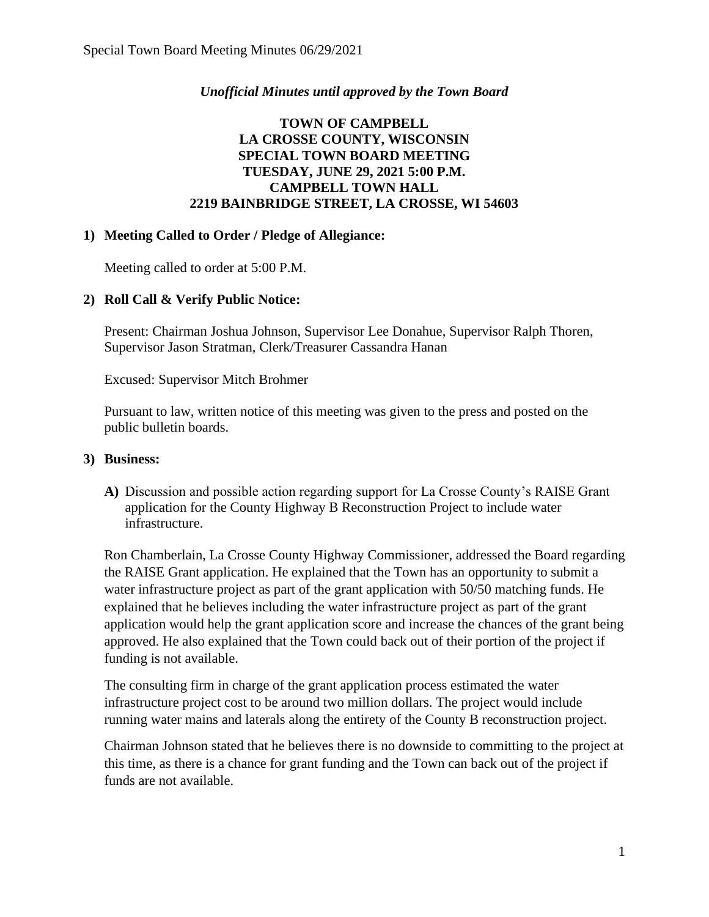*Unofficial Minutes until approved by the Town Board*

**TOWN OF CAMPBELL**
**LA CROSSE COUNTY, WISCONSIN**
**SPECIAL TOWN BOARD MEETING**
**TUESDAY, JUNE 29, 2021 5:00 P.M.**
**CAMPBELL TOWN HALL**
**2219 BAINBRIDGE STREET, LA CROSSE, WI 54603**

**1) Meeting Called to Order / Pledge of Allegiance:**

Meeting called to order at 5:00 P.M.

**2) Roll Call & Verify Public Notice:**

Present: Chairman Joshua Johnson, Supervisor Lee Donahue, Supervisor Ralph Thoren, Supervisor Jason Stratman, Clerk/Treasurer Cassandra Hanan

Excused: Supervisor Mitch Brohmer

Pursuant to law, written notice of this meeting was given to the press and posted on the public bulletin boards.

**3) Business:**

**A)** Discussion and possible action regarding support for La Crosse County's RAISE Grant application for the County Highway B Reconstruction Project to include water infrastructure.

Ron Chamberlain, La Crosse County Highway Commissioner, addressed the Board regarding the RAISE Grant application. He explained that the Town has an opportunity to submit a water infrastructure project as part of the grant application with 50/50 matching funds. He explained that he believes including the water infrastructure project as part of the grant application would help the grant application score and increase the chances of the grant being approved. He also explained that the Town could back out of their portion of the project if funding is not available.

The consulting firm in charge of the grant application process estimated the water infrastructure project cost to be around two million dollars. The project would include running water mains and laterals along the entirety of the County B reconstruction project.

Chairman Johnson stated that he believes there is no downside to committing to the project at this time, as there is a chance for grant funding and the Town can back out of the project if funds are not available.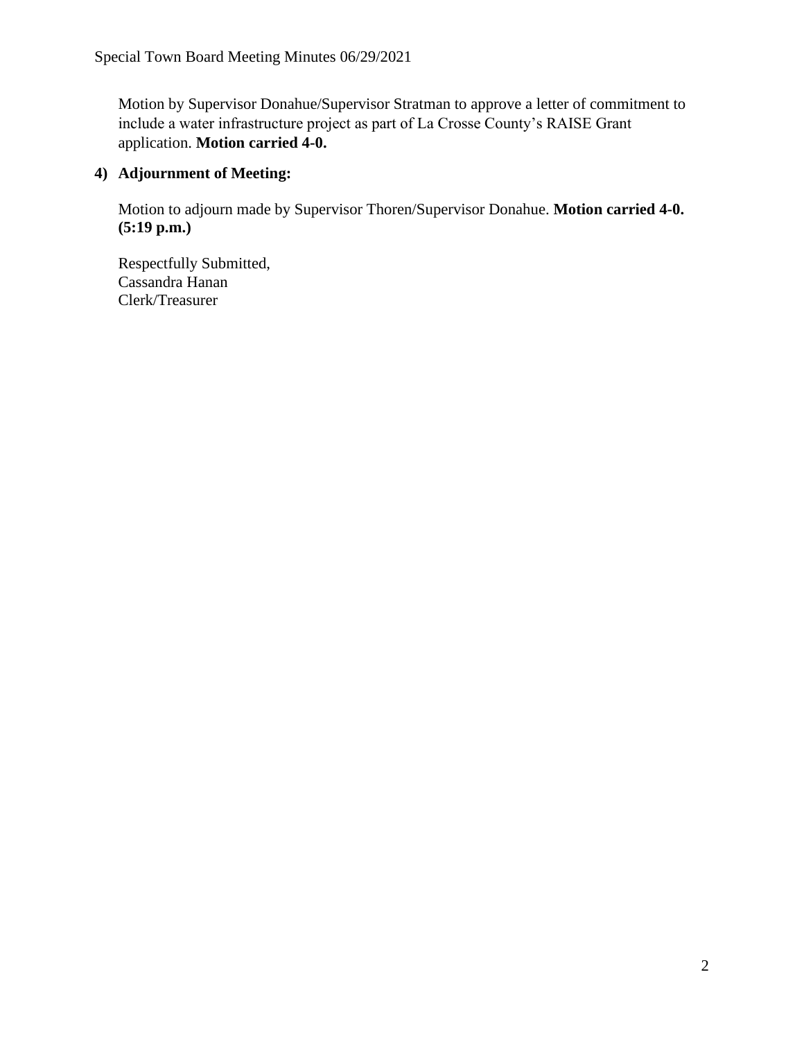Motion by Supervisor Donahue/Supervisor Stratman to approve a letter of commitment to include a water infrastructure project as part of La Crosse County's RAISE Grant application. **Motion carried 4-0.**

**4) Adjournment of Meeting:**

Motion to adjourn made by Supervisor Thoren/Supervisor Donahue. **Motion carried 4-0. (5:19 p.m.)**

Respectfully Submitted,
Cassandra Hanan
Clerk/Treasurer